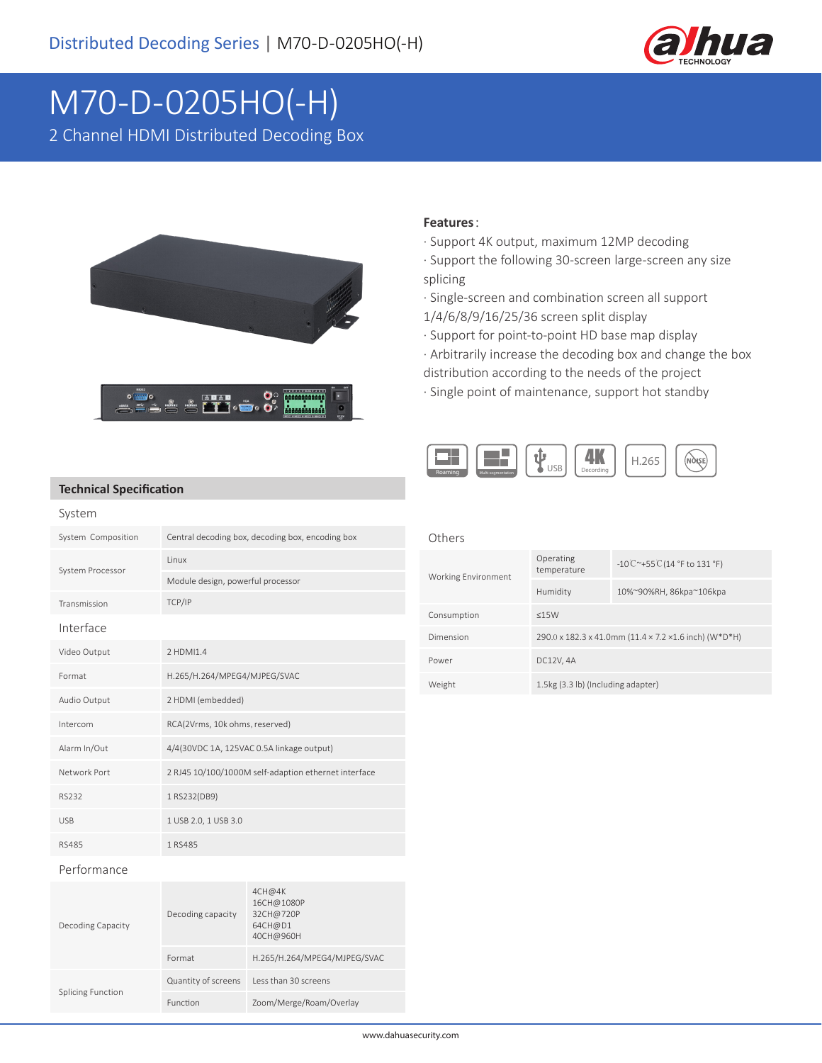# M70-D-0205HO(-H)

2 Channel HDMI Distributed Decoding Box

**Features**:

· Support 4K output, maximum 12MP decoding
· Support the following 30-screen large-screen any size splicing
· Single-screen and combination screen all support 1/4/6/8/9/16/25/36 screen split display
· Support for point-to-point HD base map display
· Arbitrarily increase the decoding box and change the box distribution according to the needs of the project
· Single point of maintenance, support hot standby

## Technical Specification

### System

| | | |
|---|---|---|
| System Composition | Central decoding box, decoding box, encoding box | |
| System Processor | Linux | |
| | Module design, powerful processor | |
| Transmission | TCP/IP | |

### Interface

| | |
|---|---|
| Video Output | 2 HDMI1.4 |
| Format | H.265/H.264/MPEG4/MJPEG/SVAC |
| Audio Output | 2 HDMI (embedded) |
| Intercom | RCA(2Vrms, 10k ohms, reserved) |
| Alarm In/Out | 4/4(30VDC 1A, 125VAC 0.5A linkage output) |
| Network Port | 2 RJ45 10/100/1000M self-adaption ethernet interface |
| RS232 | 1 RS232(DB9) |
| USB | 1 USB 2.0, 1 USB 3.0 |
| RS485 | 1 RS485 |

### Performance

| | | |
|---|---|---|
| Decoding Capacity | Decoding capacity | 4CH@4K<br>16CH@1080P<br>32CH@720P<br>64CH@D1<br>40CH@960H |
| | Format | H.265/H.264/MPEG4/MJPEG/SVAC |
| Splicing Function | Quantity of screens | Less than 30 screens |
| | Function | Zoom/Merge/Roam/Overlay |

### Others

| | | |
|---|---|---|
| Working Environment | Operating temperature | -10℃~+55℃(14 °F to 131 °F) |
| | Humidity | 10%~90%RH, 86kpa~106kpa |
| Consumption | ≤15W | |
| Dimension | 290.0 x 182.3 x 41.0mm (11.4 × 7.2 ×1.6 inch) (W*D*H) | |
| Power | DC12V, 4A | |
| Weight | 1.5kg (3.3 lb) (Including adapter) | |

www.dahuasecurity.com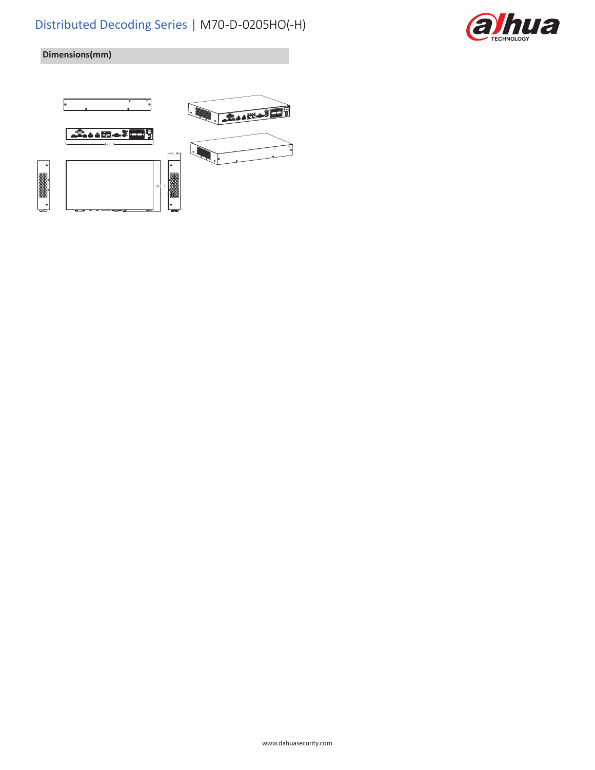## Dimensions(mm)

290.0

41.0

152.3